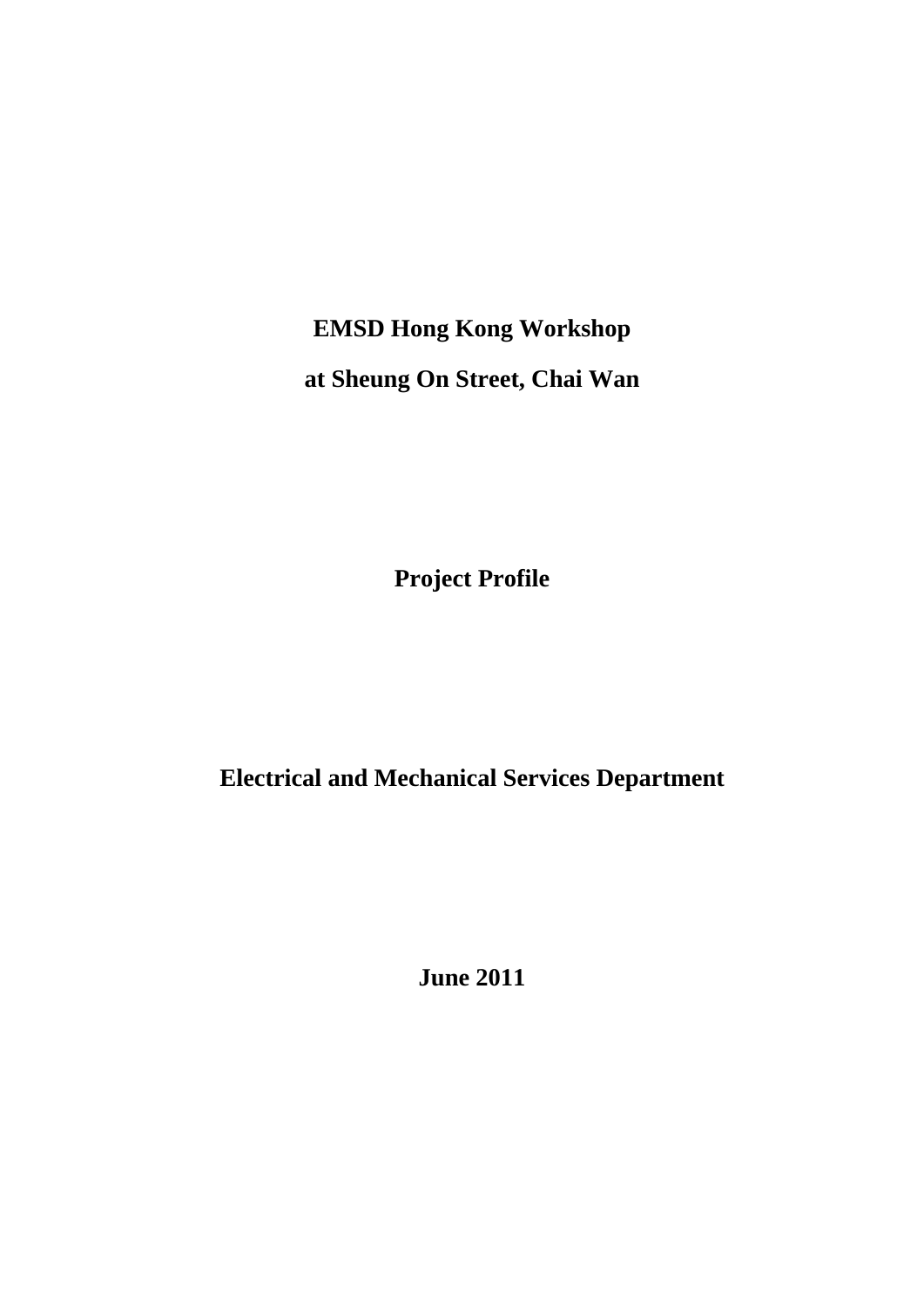# EMSD Hong Kong Workshop

# at Sheung On Street, Chai Wan

## Project Profile

## Electrical and Mechanical Services Department

## June 2011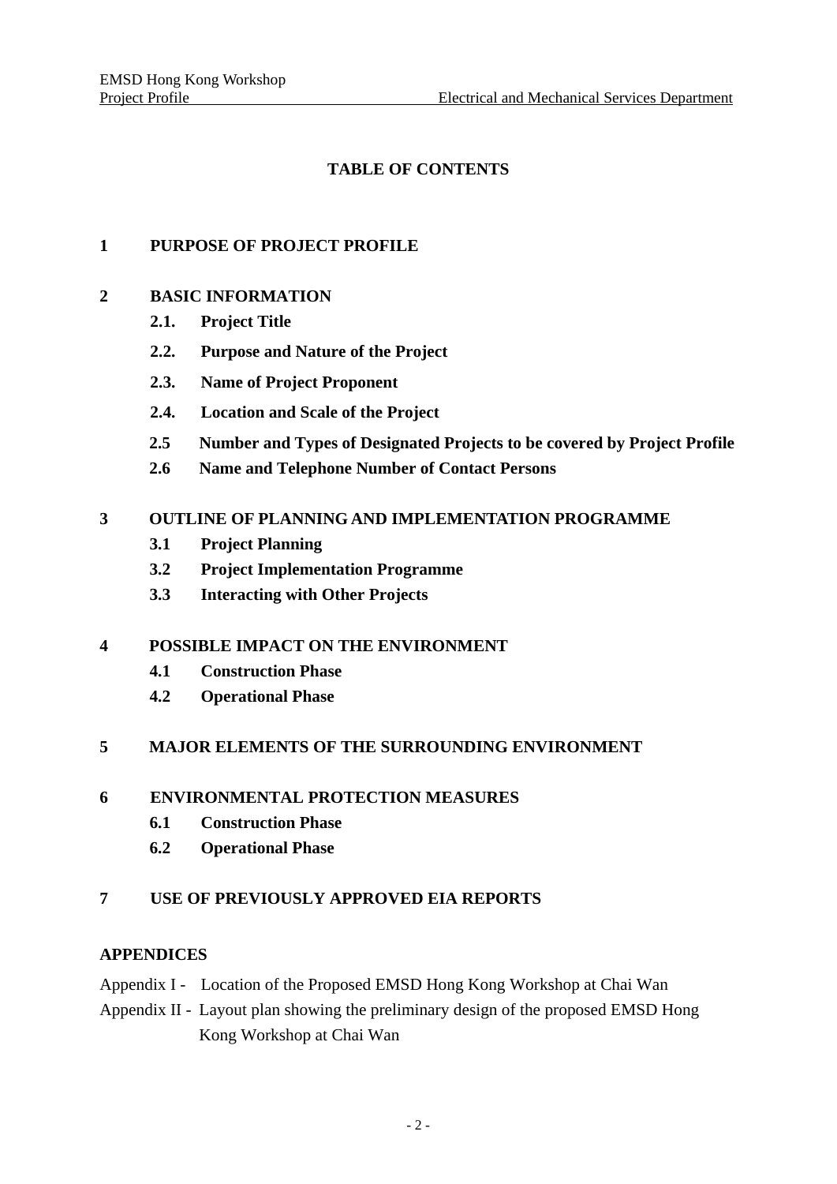# TABLE OF CONTENTS

**1 PURPOSE OF PROJECT PROFILE**

**2 BASIC INFORMATION**

- **2.1. Project Title**
- **2.2. Purpose and Nature of the Project**
- **2.3. Name of Project Proponent**
- **2.4. Location and Scale of the Project**
- **2.5 Number and Types of Designated Projects to be covered by Project Profile**
- **2.6 Name and Telephone Number of Contact Persons**

**3 OUTLINE OF PLANNING AND IMPLEMENTATION PROGRAMME**

- **3.1 Project Planning**
- **3.2 Project Implementation Programme**
- **3.3 Interacting with Other Projects**

**4 POSSIBLE IMPACT ON THE ENVIRONMENT**

- **4.1 Construction Phase**
- **4.2 Operational Phase**

**5 MAJOR ELEMENTS OF THE SURROUNDING ENVIRONMENT**

**6 ENVIRONMENTAL PROTECTION MEASURES**

- **6.1 Construction Phase**
- **6.2 Operational Phase**

**7 USE OF PREVIOUSLY APPROVED EIA REPORTS**

**APPENDICES**

Appendix I - Location of the Proposed EMSD Hong Kong Workshop at Chai Wan

Appendix II - Layout plan showing the preliminary design of the proposed EMSD Hong Kong Workshop at Chai Wan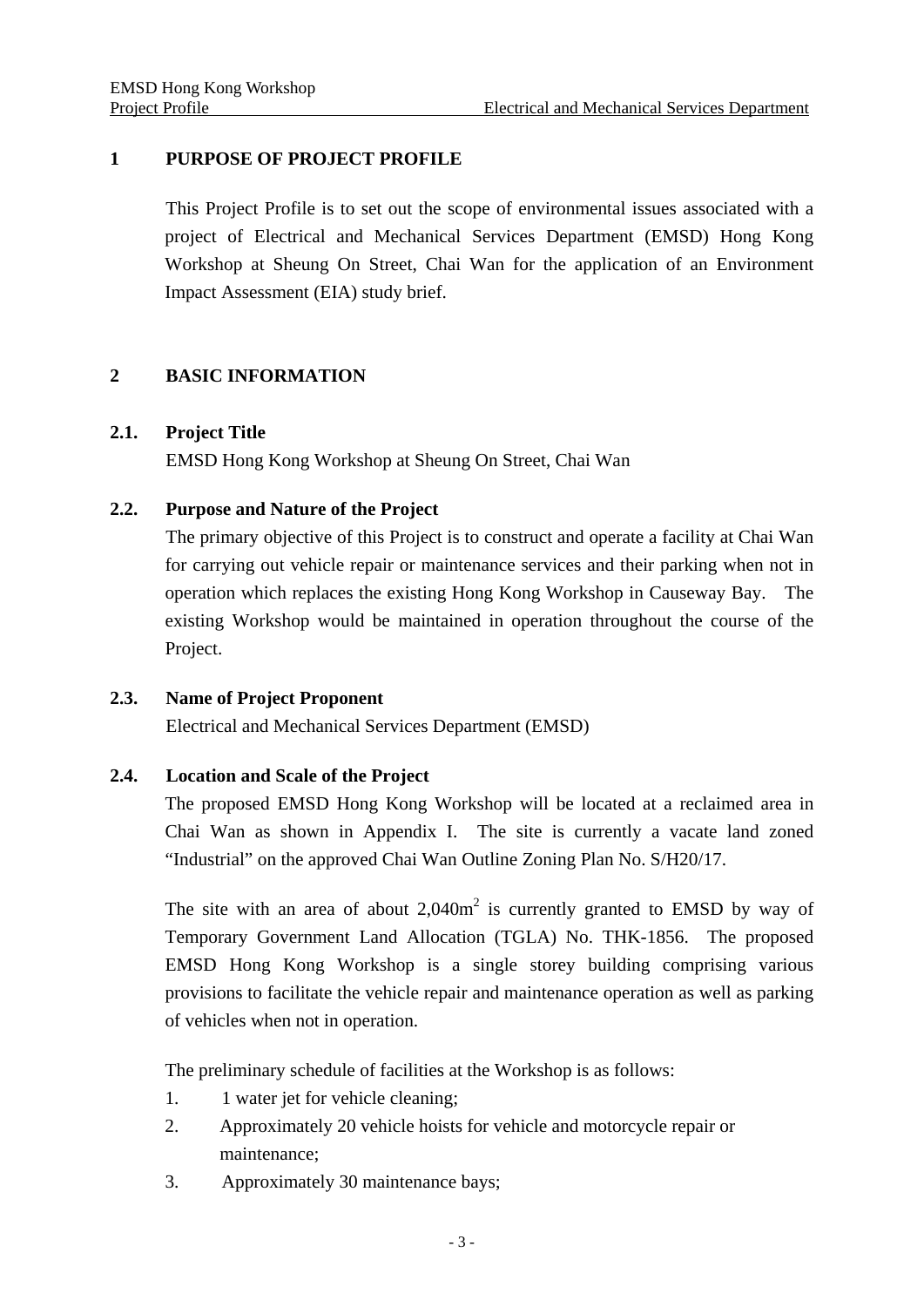## 1 PURPOSE OF PROJECT PROFILE

This Project Profile is to set out the scope of environmental issues associated with a project of Electrical and Mechanical Services Department (EMSD) Hong Kong Workshop at Sheung On Street, Chai Wan for the application of an Environment Impact Assessment (EIA) study brief.

## 2 BASIC INFORMATION

### 2.1. Project Title

EMSD Hong Kong Workshop at Sheung On Street, Chai Wan

### 2.2. Purpose and Nature of the Project

The primary objective of this Project is to construct and operate a facility at Chai Wan for carrying out vehicle repair or maintenance services and their parking when not in operation which replaces the existing Hong Kong Workshop in Causeway Bay. The existing Workshop would be maintained in operation throughout the course of the Project.

### 2.3. Name of Project Proponent

Electrical and Mechanical Services Department (EMSD)

### 2.4. Location and Scale of the Project

The proposed EMSD Hong Kong Workshop will be located at a reclaimed area in Chai Wan as shown in Appendix I. The site is currently a vacate land zoned "Industrial" on the approved Chai Wan Outline Zoning Plan No. S/H20/17.

The site with an area of about 2,040m$^2$ is currently granted to EMSD by way of Temporary Government Land Allocation (TGLA) No. THK-1856. The proposed EMSD Hong Kong Workshop is a single storey building comprising various provisions to facilitate the vehicle repair and maintenance operation as well as parking of vehicles when not in operation.

The preliminary schedule of facilities at the Workshop is as follows:

1. 1 water jet for vehicle cleaning;
2. Approximately 20 vehicle hoists for vehicle and motorcycle repair or maintenance;
3. Approximately 30 maintenance bays;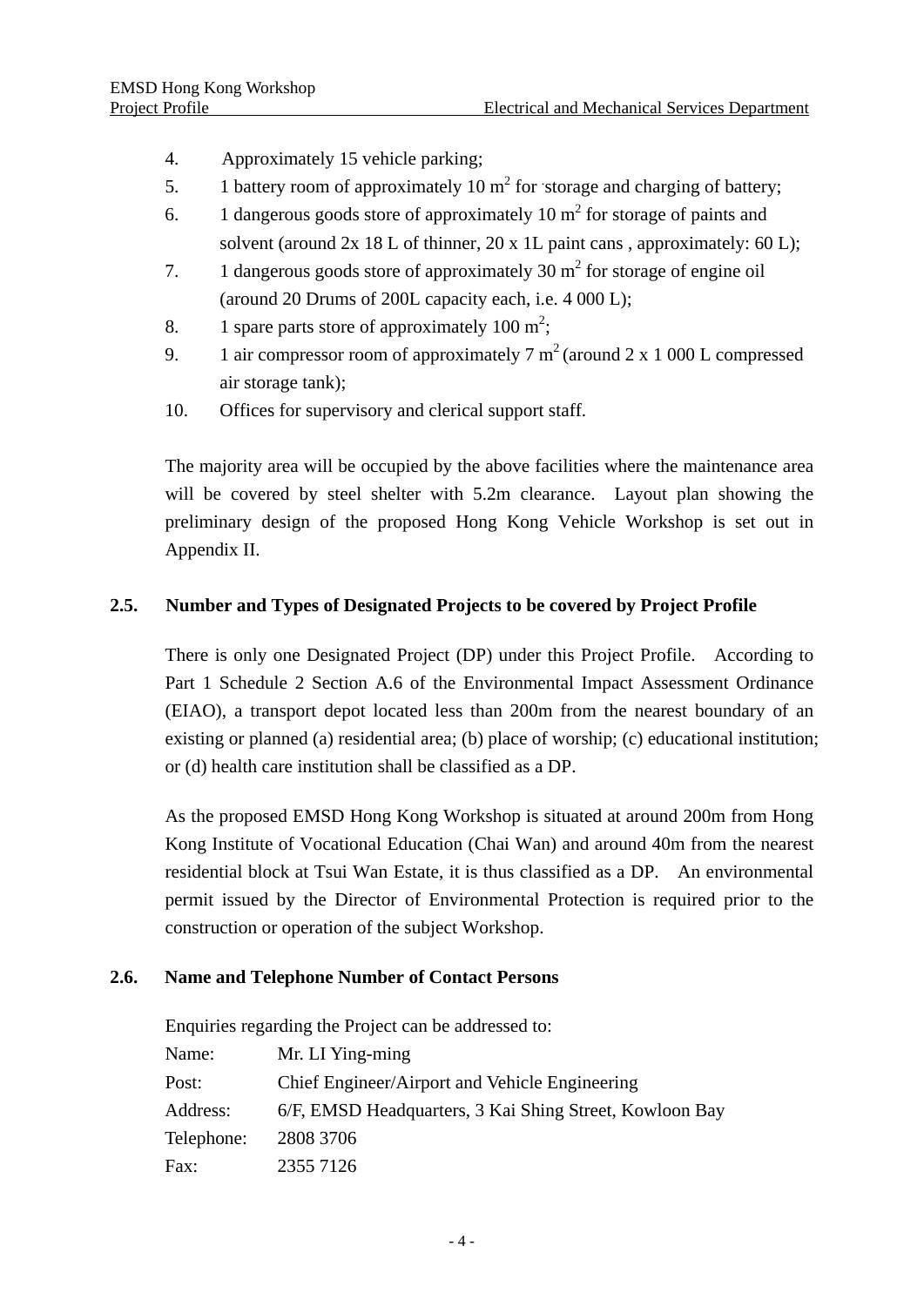4. Approximately 15 vehicle parking;
5. 1 battery room of approximately 10 $m^2$ for storage and charging of battery;
6. 1 dangerous goods store of approximately 10 $m^2$ for storage of paints and solvent (around 2x 18 L of thinner, 20 x 1L paint cans , approximately: 60 L);
7. 1 dangerous goods store of approximately 30 $m^2$ for storage of engine oil (around 20 Drums of 200L capacity each, i.e. 4 000 L);
8. 1 spare parts store of approximately 100 $m^2$;
9. 1 air compressor room of approximately 7 $m^2$ (around 2 x 1 000 L compressed air storage tank);
10. Offices for supervisory and clerical support staff.

The majority area will be occupied by the above facilities where the maintenance area will be covered by steel shelter with 5.2m clearance. Layout plan showing the preliminary design of the proposed Hong Kong Vehicle Workshop is set out in Appendix II.

## 2.5. Number and Types of Designated Projects to be covered by Project Profile

There is only one Designated Project (DP) under this Project Profile. According to Part 1 Schedule 2 Section A.6 of the Environmental Impact Assessment Ordinance (EIAO), a transport depot located less than 200m from the nearest boundary of an existing or planned (a) residential area; (b) place of worship; (c) educational institution; or (d) health care institution shall be classified as a DP.

As the proposed EMSD Hong Kong Workshop is situated at around 200m from Hong Kong Institute of Vocational Education (Chai Wan) and around 40m from the nearest residential block at Tsui Wan Estate, it is thus classified as a DP. An environmental permit issued by the Director of Environmental Protection is required prior to the construction or operation of the subject Workshop.

## 2.6. Name and Telephone Number of Contact Persons

Enquiries regarding the Project can be addressed to:

| | |
|---|---|
| Name: | Mr. LI Ying-ming |
| Post: | Chief Engineer/Airport and Vehicle Engineering |
| Address: | 6/F, EMSD Headquarters, 3 Kai Shing Street, Kowloon Bay |
| Telephone: | 2808 3706 |
| Fax: | 2355 7126 |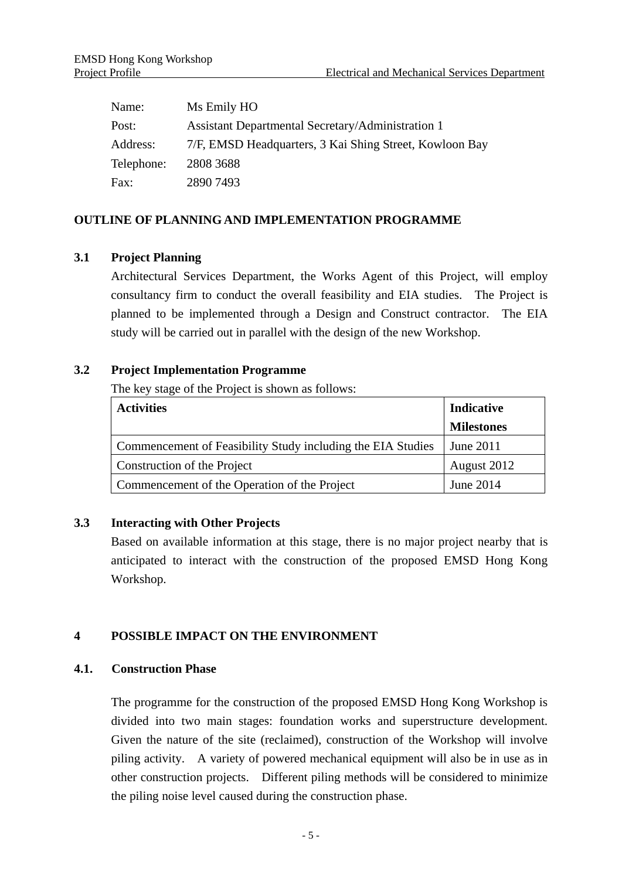| | |
|---|---|
| Name: | Ms Emily HO |
| Post: | Assistant Departmental Secretary/Administration 1 |
| Address: | 7/F, EMSD Headquarters, 3 Kai Shing Street, Kowloon Bay |
| Telephone: | 2808 3688 |
| Fax: | 2890 7493 |

## OUTLINE OF PLANNING AND IMPLEMENTATION PROGRAMME

### 3.1 Project Planning

Architectural Services Department, the Works Agent of this Project, will employ consultancy firm to conduct the overall feasibility and EIA studies. The Project is planned to be implemented through a Design and Construct contractor. The EIA study will be carried out in parallel with the design of the new Workshop.

### 3.2 Project Implementation Programme

The key stage of the Project is shown as follows:

| Activities | Indicative Milestones |
|---|---|
| Commencement of Feasibility Study including the EIA Studies | June 2011 |
| Construction of the Project | August 2012 |
| Commencement of the Operation of the Project | June 2014 |

### 3.3 Interacting with Other Projects

Based on available information at this stage, there is no major project nearby that is anticipated to interact with the construction of the proposed EMSD Hong Kong Workshop.

## 4 POSSIBLE IMPACT ON THE ENVIRONMENT

### 4.1. Construction Phase

The programme for the construction of the proposed EMSD Hong Kong Workshop is divided into two main stages: foundation works and superstructure development. Given the nature of the site (reclaimed), construction of the Workshop will involve piling activity. A variety of powered mechanical equipment will also be in use as in other construction projects. Different piling methods will be considered to minimize the piling noise level caused during the construction phase.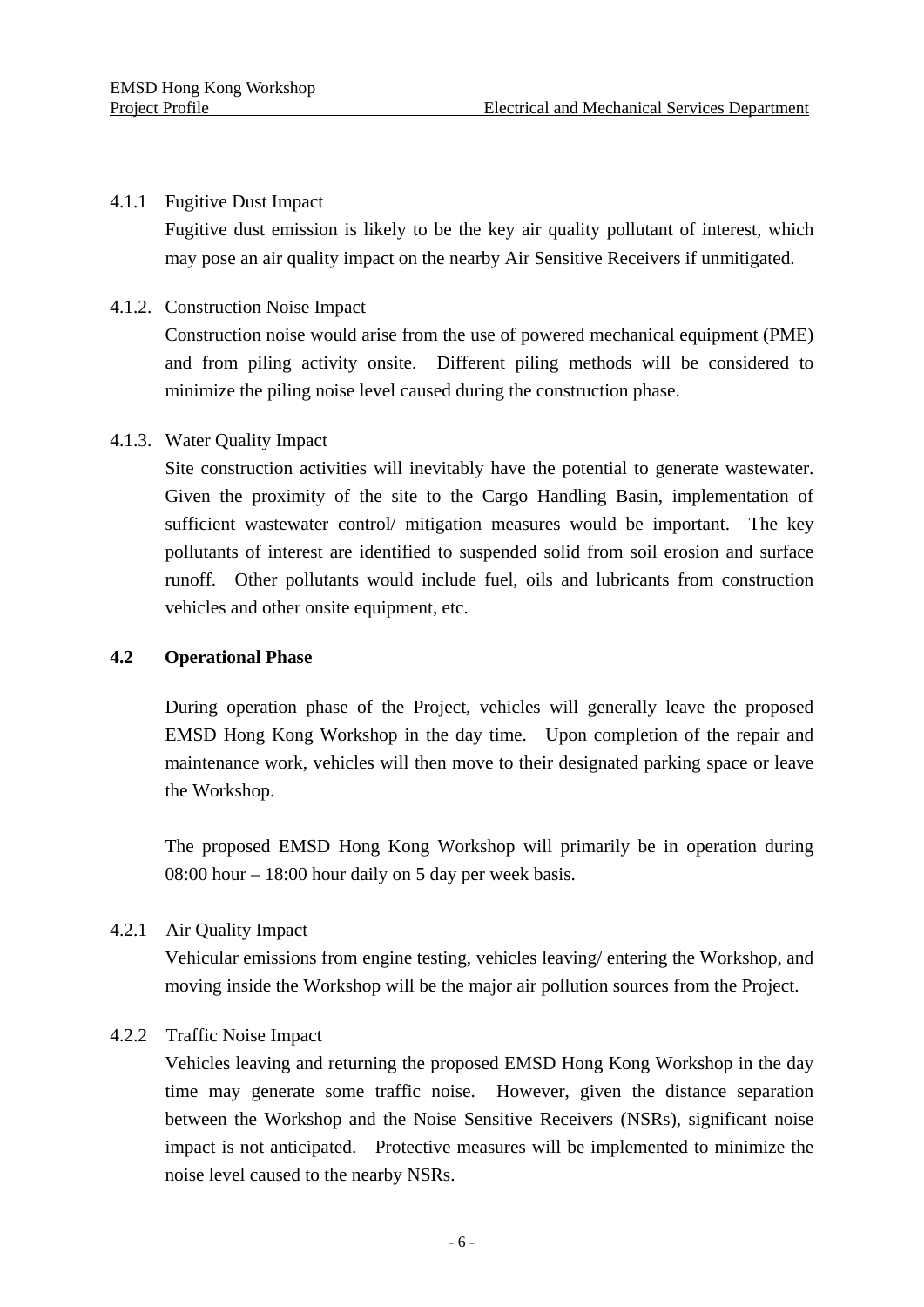#### 4.1.1 Fugitive Dust Impact

Fugitive dust emission is likely to be the key air quality pollutant of interest, which may pose an air quality impact on the nearby Air Sensitive Receivers if unmitigated.

#### 4.1.2. Construction Noise Impact

Construction noise would arise from the use of powered mechanical equipment (PME) and from piling activity onsite. Different piling methods will be considered to minimize the piling noise level caused during the construction phase.

#### 4.1.3. Water Quality Impact

Site construction activities will inevitably have the potential to generate wastewater. Given the proximity of the site to the Cargo Handling Basin, implementation of sufficient wastewater control/ mitigation measures would be important. The key pollutants of interest are identified to suspended solid from soil erosion and surface runoff. Other pollutants would include fuel, oils and lubricants from construction vehicles and other onsite equipment, etc.

### 4.2 Operational Phase

During operation phase of the Project, vehicles will generally leave the proposed EMSD Hong Kong Workshop in the day time. Upon completion of the repair and maintenance work, vehicles will then move to their designated parking space or leave the Workshop.

The proposed EMSD Hong Kong Workshop will primarily be in operation during 08:00 hour – 18:00 hour daily on 5 day per week basis.

#### 4.2.1 Air Quality Impact

Vehicular emissions from engine testing, vehicles leaving/ entering the Workshop, and moving inside the Workshop will be the major air pollution sources from the Project.

#### 4.2.2 Traffic Noise Impact

Vehicles leaving and returning the proposed EMSD Hong Kong Workshop in the day time may generate some traffic noise. However, given the distance separation between the Workshop and the Noise Sensitive Receivers (NSRs), significant noise impact is not anticipated. Protective measures will be implemented to minimize the noise level caused to the nearby NSRs.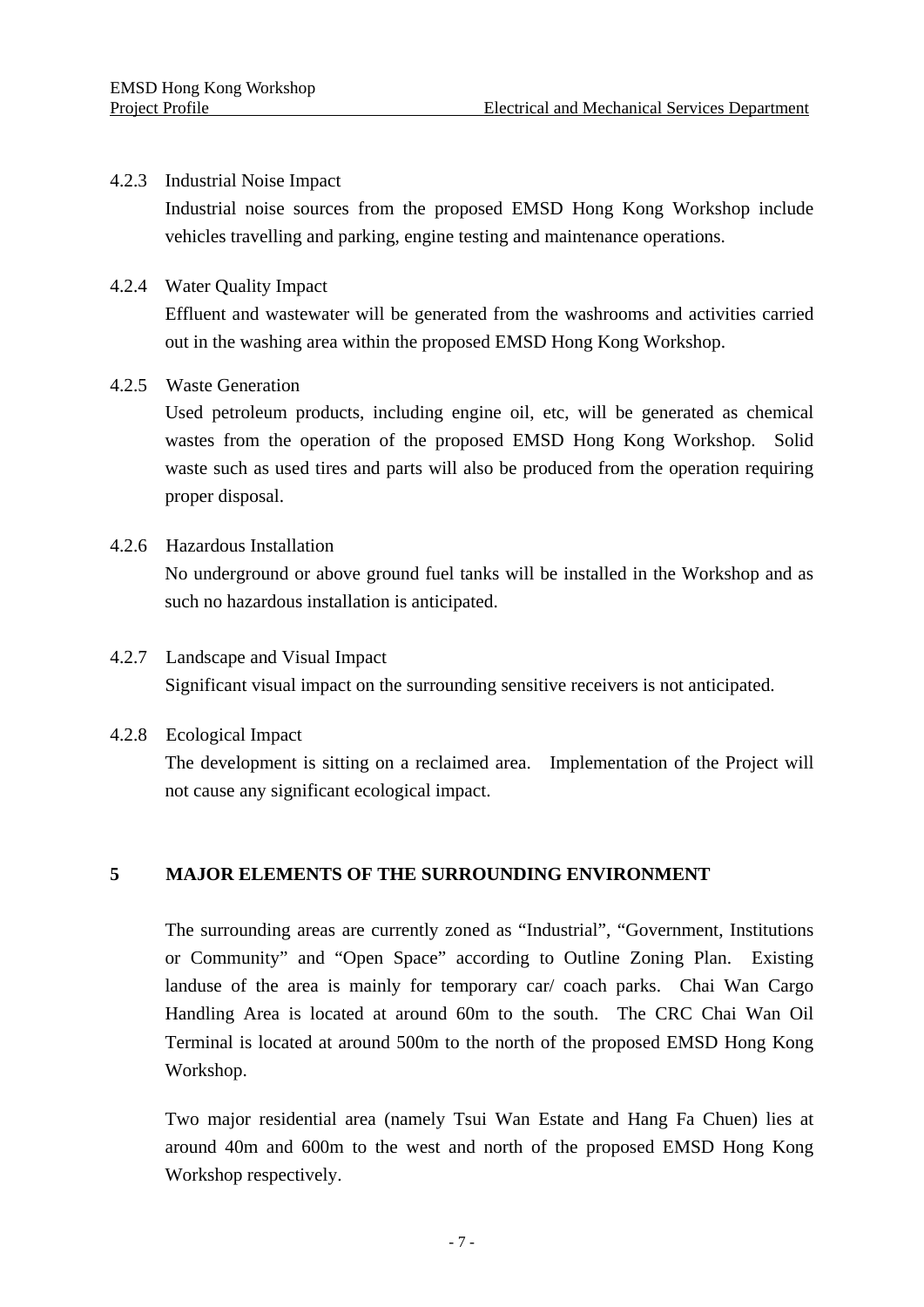#### 4.2.3 Industrial Noise Impact

Industrial noise sources from the proposed EMSD Hong Kong Workshop include vehicles travelling and parking, engine testing and maintenance operations.

#### 4.2.4 Water Quality Impact

Effluent and wastewater will be generated from the washrooms and activities carried out in the washing area within the proposed EMSD Hong Kong Workshop.

#### 4.2.5 Waste Generation

Used petroleum products, including engine oil, etc, will be generated as chemical wastes from the operation of the proposed EMSD Hong Kong Workshop. Solid waste such as used tires and parts will also be produced from the operation requiring proper disposal.

#### 4.2.6 Hazardous Installation

No underground or above ground fuel tanks will be installed in the Workshop and as such no hazardous installation is anticipated.

#### 4.2.7 Landscape and Visual Impact

Significant visual impact on the surrounding sensitive receivers is not anticipated.

#### 4.2.8 Ecological Impact

The development is sitting on a reclaimed area. Implementation of the Project will not cause any significant ecological impact.

## 5 MAJOR ELEMENTS OF THE SURROUNDING ENVIRONMENT

The surrounding areas are currently zoned as "Industrial", "Government, Institutions or Community" and "Open Space" according to Outline Zoning Plan. Existing landuse of the area is mainly for temporary car/ coach parks. Chai Wan Cargo Handling Area is located at around 60m to the south. The CRC Chai Wan Oil Terminal is located at around 500m to the north of the proposed EMSD Hong Kong Workshop.

Two major residential area (namely Tsui Wan Estate and Hang Fa Chuen) lies at around 40m and 600m to the west and north of the proposed EMSD Hong Kong Workshop respectively.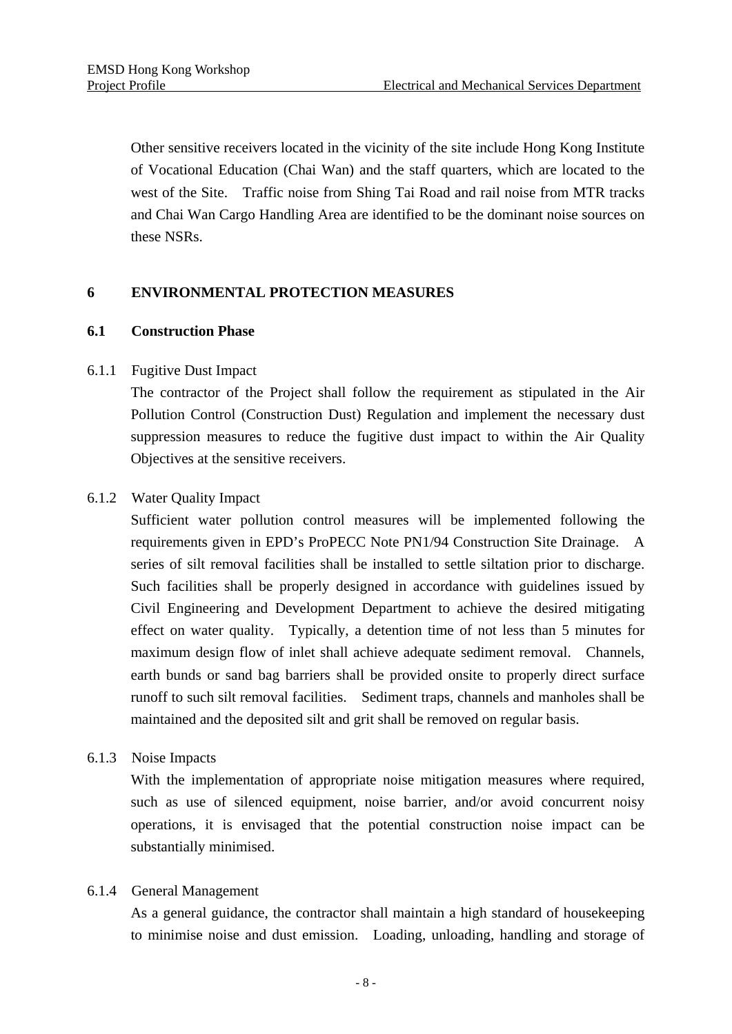Other sensitive receivers located in the vicinity of the site include Hong Kong Institute of Vocational Education (Chai Wan) and the staff quarters, which are located to the west of the Site. Traffic noise from Shing Tai Road and rail noise from MTR tracks and Chai Wan Cargo Handling Area are identified to be the dominant noise sources on these NSRs.

# 6 ENVIRONMENTAL PROTECTION MEASURES

## 6.1 Construction Phase

### 6.1.1 Fugitive Dust Impact

The contractor of the Project shall follow the requirement as stipulated in the Air Pollution Control (Construction Dust) Regulation and implement the necessary dust suppression measures to reduce the fugitive dust impact to within the Air Quality Objectives at the sensitive receivers.

### 6.1.2 Water Quality Impact

Sufficient water pollution control measures will be implemented following the requirements given in EPD's ProPECC Note PN1/94 Construction Site Drainage. A series of silt removal facilities shall be installed to settle siltation prior to discharge. Such facilities shall be properly designed in accordance with guidelines issued by Civil Engineering and Development Department to achieve the desired mitigating effect on water quality. Typically, a detention time of not less than 5 minutes for maximum design flow of inlet shall achieve adequate sediment removal. Channels, earth bunds or sand bag barriers shall be provided onsite to properly direct surface runoff to such silt removal facilities. Sediment traps, channels and manholes shall be maintained and the deposited silt and grit shall be removed on regular basis.

### 6.1.3 Noise Impacts

With the implementation of appropriate noise mitigation measures where required, such as use of silenced equipment, noise barrier, and/or avoid concurrent noisy operations, it is envisaged that the potential construction noise impact can be substantially minimised.

### 6.1.4 General Management

As a general guidance, the contractor shall maintain a high standard of housekeeping to minimise noise and dust emission. Loading, unloading, handling and storage of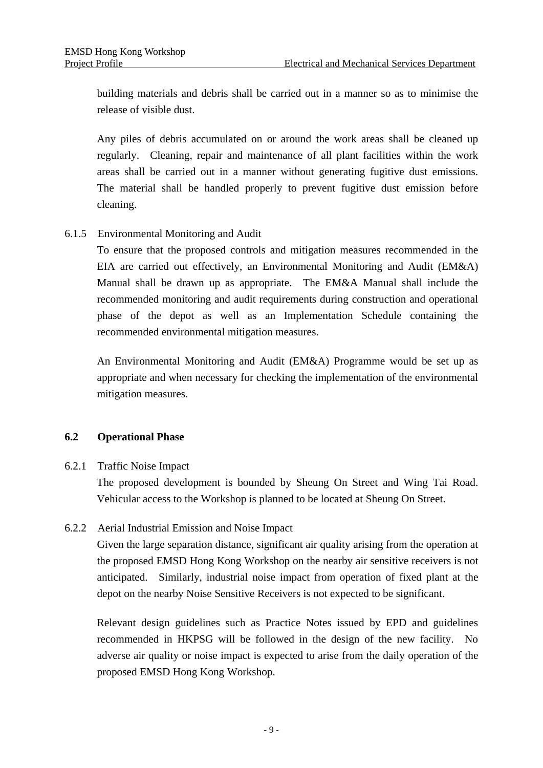building materials and debris shall be carried out in a manner so as to minimise the release of visible dust.

Any piles of debris accumulated on or around the work areas shall be cleaned up regularly. Cleaning, repair and maintenance of all plant facilities within the work areas shall be carried out in a manner without generating fugitive dust emissions. The material shall be handled properly to prevent fugitive dust emission before cleaning.

6.1.5 Environmental Monitoring and Audit

To ensure that the proposed controls and mitigation measures recommended in the EIA are carried out effectively, an Environmental Monitoring and Audit (EM&A) Manual shall be drawn up as appropriate. The EM&A Manual shall include the recommended monitoring and audit requirements during construction and operational phase of the depot as well as an Implementation Schedule containing the recommended environmental mitigation measures.

An Environmental Monitoring and Audit (EM&A) Programme would be set up as appropriate and when necessary for checking the implementation of the environmental mitigation measures.

### 6.2 Operational Phase

6.2.1 Traffic Noise Impact

The proposed development is bounded by Sheung On Street and Wing Tai Road. Vehicular access to the Workshop is planned to be located at Sheung On Street.

6.2.2 Aerial Industrial Emission and Noise Impact

Given the large separation distance, significant air quality arising from the operation at the proposed EMSD Hong Kong Workshop on the nearby air sensitive receivers is not anticipated. Similarly, industrial noise impact from operation of fixed plant at the depot on the nearby Noise Sensitive Receivers is not expected to be significant.

Relevant design guidelines such as Practice Notes issued by EPD and guidelines recommended in HKPSG will be followed in the design of the new facility. No adverse air quality or noise impact is expected to arise from the daily operation of the proposed EMSD Hong Kong Workshop.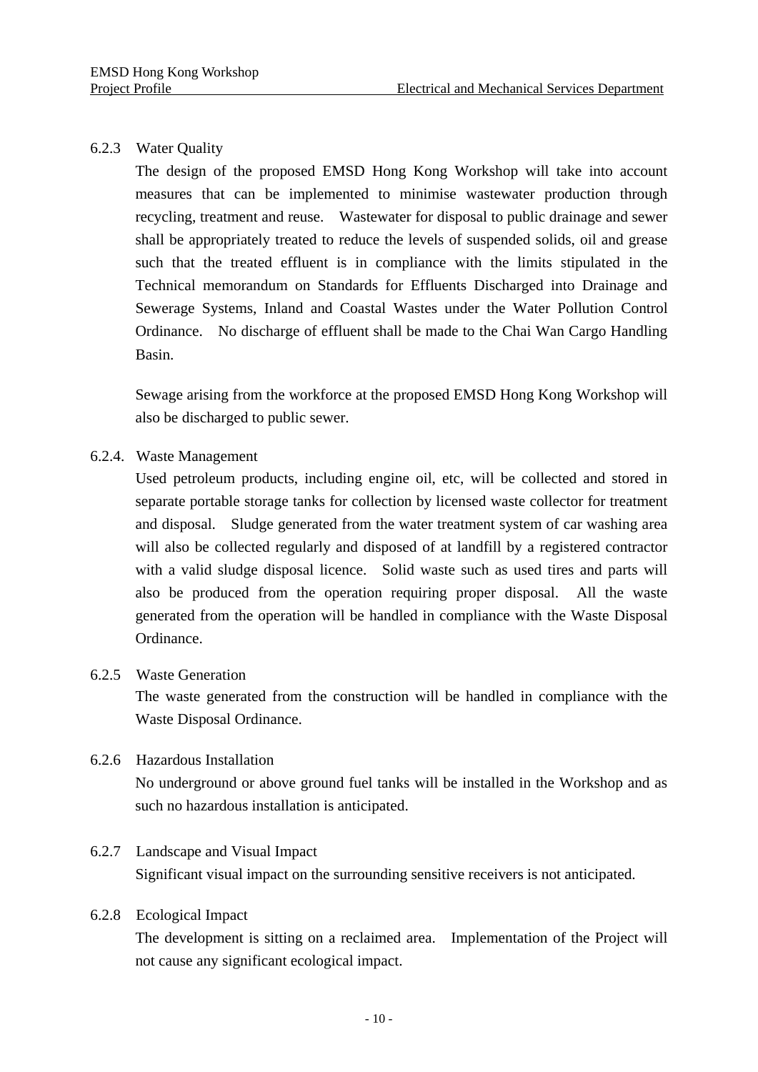### 6.2.3 Water Quality

The design of the proposed EMSD Hong Kong Workshop will take into account measures that can be implemented to minimise wastewater production through recycling, treatment and reuse. Wastewater for disposal to public drainage and sewer shall be appropriately treated to reduce the levels of suspended solids, oil and grease such that the treated effluent is in compliance with the limits stipulated in the Technical memorandum on Standards for Effluents Discharged into Drainage and Sewerage Systems, Inland and Coastal Wastes under the Water Pollution Control Ordinance. No discharge of effluent shall be made to the Chai Wan Cargo Handling Basin.

Sewage arising from the workforce at the proposed EMSD Hong Kong Workshop will also be discharged to public sewer.

### 6.2.4. Waste Management

Used petroleum products, including engine oil, etc, will be collected and stored in separate portable storage tanks for collection by licensed waste collector for treatment and disposal. Sludge generated from the water treatment system of car washing area will also be collected regularly and disposed of at landfill by a registered contractor with a valid sludge disposal licence. Solid waste such as used tires and parts will also be produced from the operation requiring proper disposal. All the waste generated from the operation will be handled in compliance with the Waste Disposal Ordinance.

### 6.2.5 Waste Generation

The waste generated from the construction will be handled in compliance with the Waste Disposal Ordinance.

### 6.2.6 Hazardous Installation

No underground or above ground fuel tanks will be installed in the Workshop and as such no hazardous installation is anticipated.

### 6.2.7 Landscape and Visual Impact

Significant visual impact on the surrounding sensitive receivers is not anticipated.

### 6.2.8 Ecological Impact

The development is sitting on a reclaimed area. Implementation of the Project will not cause any significant ecological impact.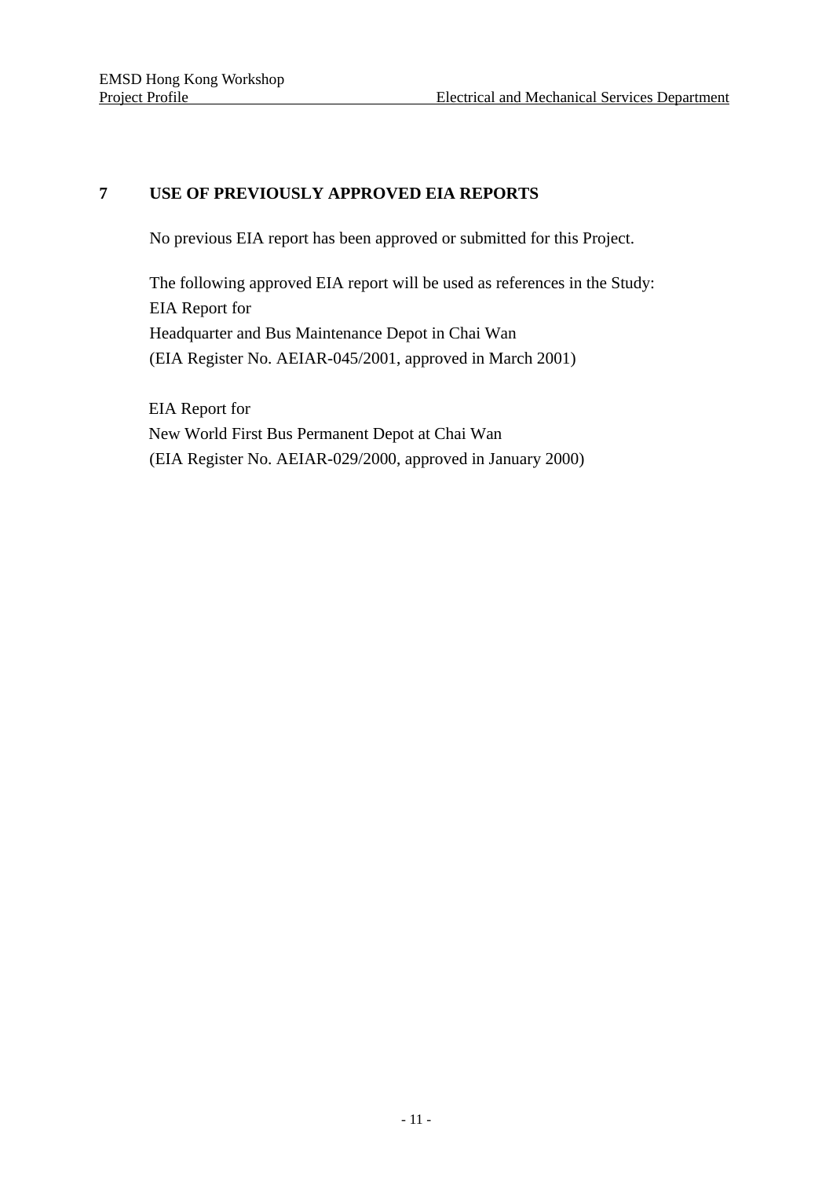## 7 USE OF PREVIOUSLY APPROVED EIA REPORTS

No previous EIA report has been approved or submitted for this Project.

The following approved EIA report will be used as references in the Study:
EIA Report for
Headquarter and Bus Maintenance Depot in Chai Wan
(EIA Register No. AEIAR-045/2001, approved in March 2001)

EIA Report for
New World First Bus Permanent Depot at Chai Wan
(EIA Register No. AEIAR-029/2000, approved in January 2000)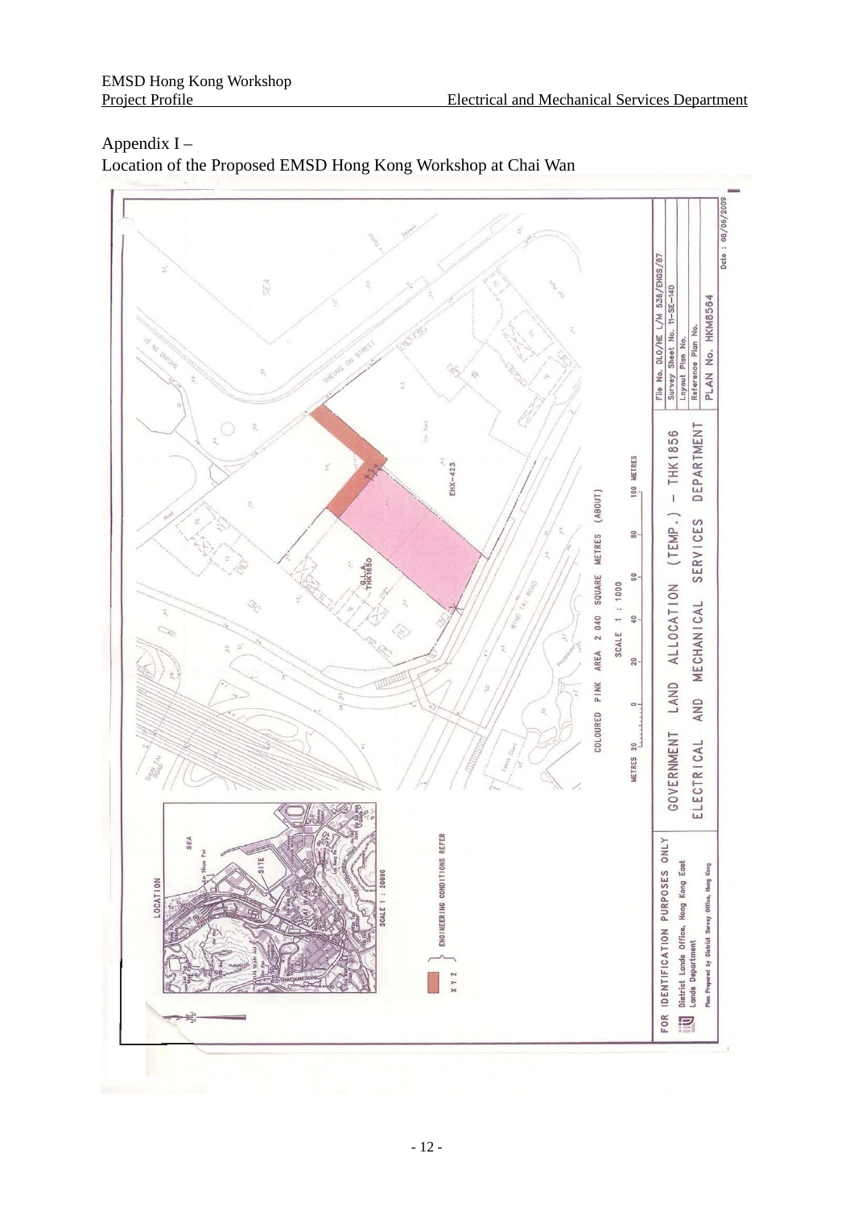Appendix I –
Location of the Proposed EMSD Hong Kong Workshop at Chai Wan

COLOURED PINK AREA 2 040 SQUARE METRES (ABOUT)

SCALE 1 : 1000

METRES 20 0 20 40 60 80 100 METRES

LOCATION

SCALE 1 : 20000

ENGINEERING CONDITIONS REFER

X Y Z

FOR IDENTIFICATION PURPOSES ONLY

District Lands Office, Hong Kong East
Lands Department

Plan Prepared by District Survey Office, Hong Kong

GOVERNMENT LAND ALLOCATION (TEMP.) - THK1856

ELECTRICAL AND MECHANICAL SERVICES DEPARTMENT

File No. DLO/HE L/M 538/EHGS/87

Survey Sheet No. 11-SE-14D

Layout Plan No.

Reference Plan No.

PLAN No. HKM8564

Date : 08/06/2009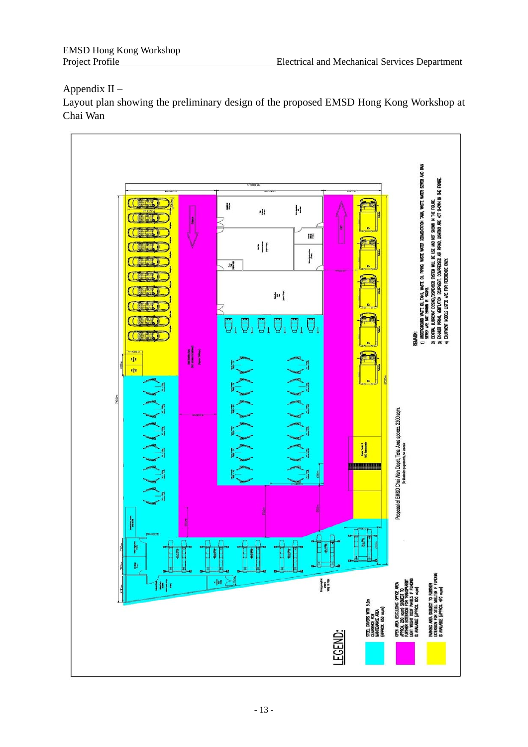Appendix II –

Layout plan showing the preliminary design of the proposed EMSD Hong Kong Workshop at Chai Wan

REMARK:
1) UNDERGROUND WASTE OIL TANK, WASTE OIL PIPING, WASTE WATER SEDIMENTATION TANK, WASTE WATER SEWER AND RAIN SEWER ARE NOT SHOWN IN FIGURE.
2) CENTRAL LUBRICANT DOSING/DISPENSER SYSTEM WILL BE USE AND NOT SHOWN IN THE FIGURE.
3) EXHAUST PIPING, VENTILATION EQUIPMENT, COMPRESSED AIR PIPING, LIGHTING ARE NOT SHOWN IN THE FIGURE.
4) EQUIPMENT MODELS LISTED ARE FOR REFERENCE ONLY.

Proposal of EMSD Chai Wan Depot, Total Area approx. 2200 sqm.

LEGEND:

STEEL COVERS WITH 5.2m CLEARANCE FOR MAINTENANCE AREA (APPROX. 650 sq.m)

OPEN AREA (EXCLUDING OFFICE AREA APPROX. 280 sq.m) SUBJECT TO FURTHER EXTENSION FOR TRANSPARENT LIGHT WEIGHT ROOF PANELS IF FUNDING IS AVAILABLE (APPROX. 800 sq.m)

PARKING AREA SUBJECT TO FURTHER EXTENSION FOR STEEL SHELTER IF FUNDING IS AVAILABLE (APPROX. 470 sq.m)